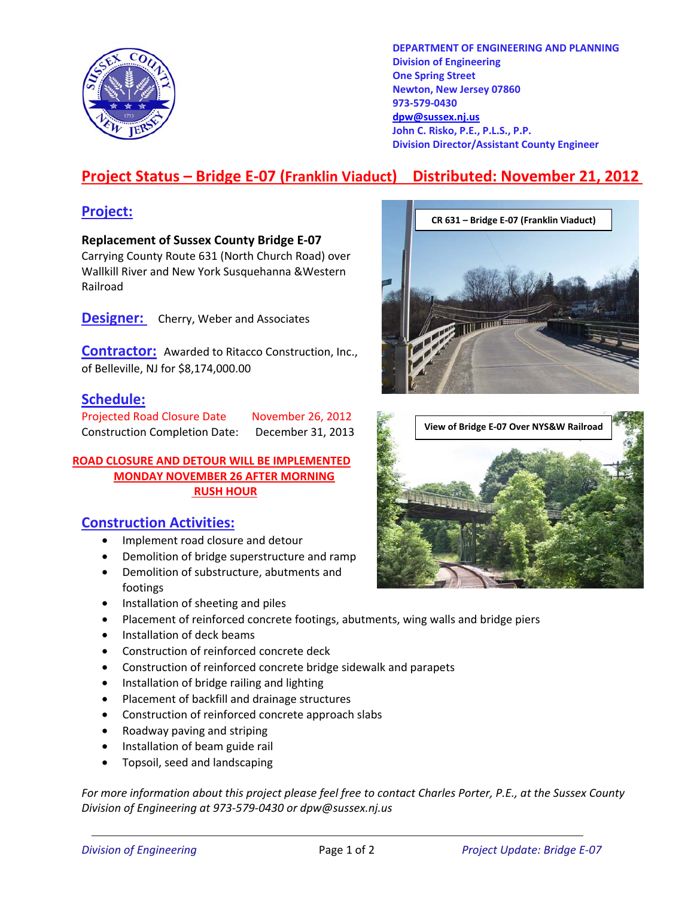DEPARTMENT OF ENGINEERING AND PLANNING
Division of Engineering
One Spring Street
Newton, New Jersey 07860
973-579-0430
dpw@sussex.nj.us
John C. Risko, P.E., P.L.S., P.P.
Division Director/Assistant County Engineer

# Project Status – Bridge E-07 (Franklin Viaduct) Distributed: November 21, 2012

## Project:

**Replacement of Sussex County Bridge E-07**
Carrying County Route 631 (North Church Road) over Wallkill River and New York Susquehanna &Western Railroad

CR 631 – Bridge E-07 (Franklin Viaduct)

View of Bridge E-07 Over NYS&W Railroad

## Designer:

Cherry, Weber and Associates

## Contractor:

Awarded to Ritacco Construction, Inc., of Belleville, NJ for $8,174,000.00

## Schedule:

| | |
|---|---|
| Projected Road Closure Date | November 26, 2012 |
| Construction Completion Date: | December 31, 2013 |

**ROAD CLOSURE AND DETOUR WILL BE IMPLEMENTED MONDAY NOVEMBER 26 AFTER MORNING RUSH HOUR**

## Construction Activities:

- Implement road closure and detour
- Demolition of bridge superstructure and ramp
- Demolition of substructure, abutments and footings
- Installation of sheeting and piles
- Placement of reinforced concrete footings, abutments, wing walls and bridge piers
- Installation of deck beams
- Construction of reinforced concrete deck
- Construction of reinforced concrete bridge sidewalk and parapets
- Installation of bridge railing and lighting
- Placement of backfill and drainage structures
- Construction of reinforced concrete approach slabs
- Roadway paving and striping
- Installation of beam guide rail
- Topsoil, seed and landscaping

*For more information about this project please feel free to contact Charles Porter, P.E., at the Sussex County Division of Engineering at 973-579-0430 or dpw@sussex.nj.us*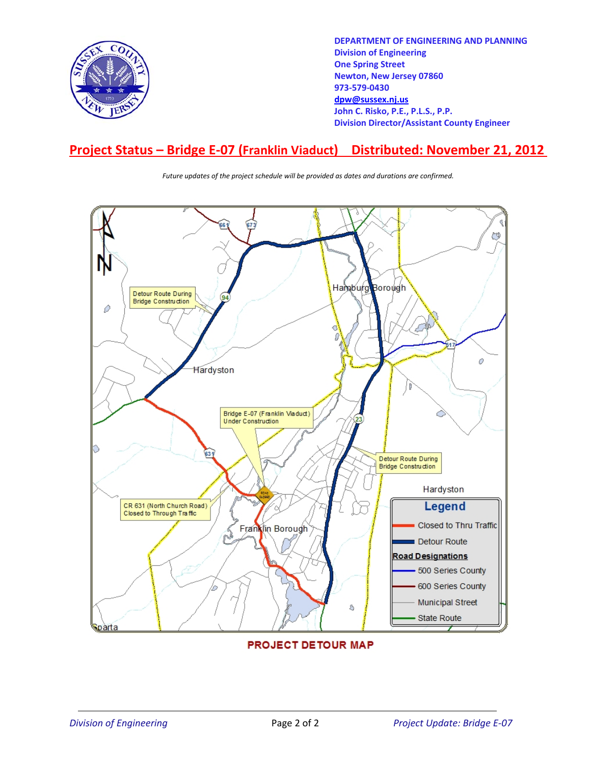DEPARTMENT OF ENGINEERING AND PLANNING
Division of Engineering
One Spring Street
Newton, New Jersey 07860
973-579-0430
dpw@sussex.nj.us
John C. Risko, P.E., P.L.S., P.P.
Division Director/Assistant County Engineer

## Project Status – Bridge E-07 (Franklin Viaduct) Distributed: November 21, 2012

*Future updates of the project schedule will be provided as dates and durations are confirmed.*

Detour Route During Bridge Construction

Hamburg Borough

Hardyston

Bridge E-07 (Franklin Viaduct) Under Construction

Detour Route During Bridge Construction

Hardyston

CR 631 (North Church Road) Closed to Through Traffic

Franklin Borough

Sparta

Legend

Closed to Thru Traffic

Detour Route

Road Designations

500 Series County

600 Series County

Municipal Street

State Route

PROJECT DETOUR MAP